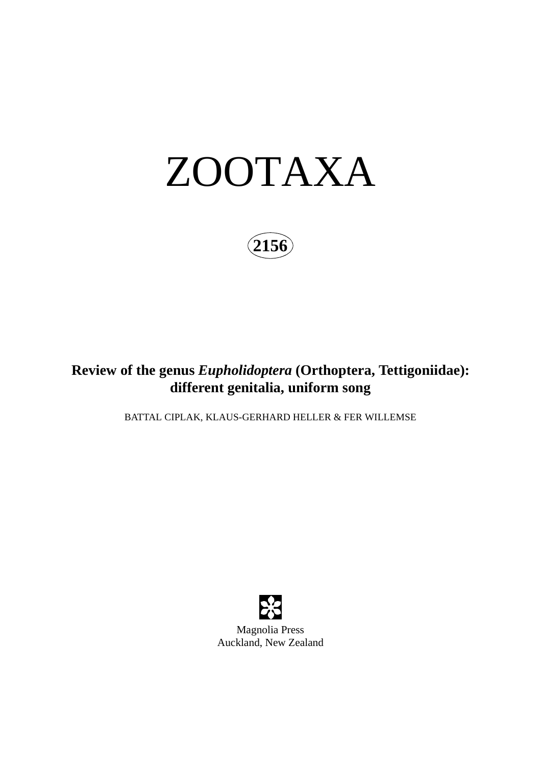# ZOOTAXA

**2156**

## Review of the genus *Eupholidoptera* (Orthoptera, Tettigoniidae): different genitalia, uniform song

BATTAL CIPLAK, KLAUS-GERHARD HELLER & FER WILLEMSE

Magnolia Press
Auckland, New Zealand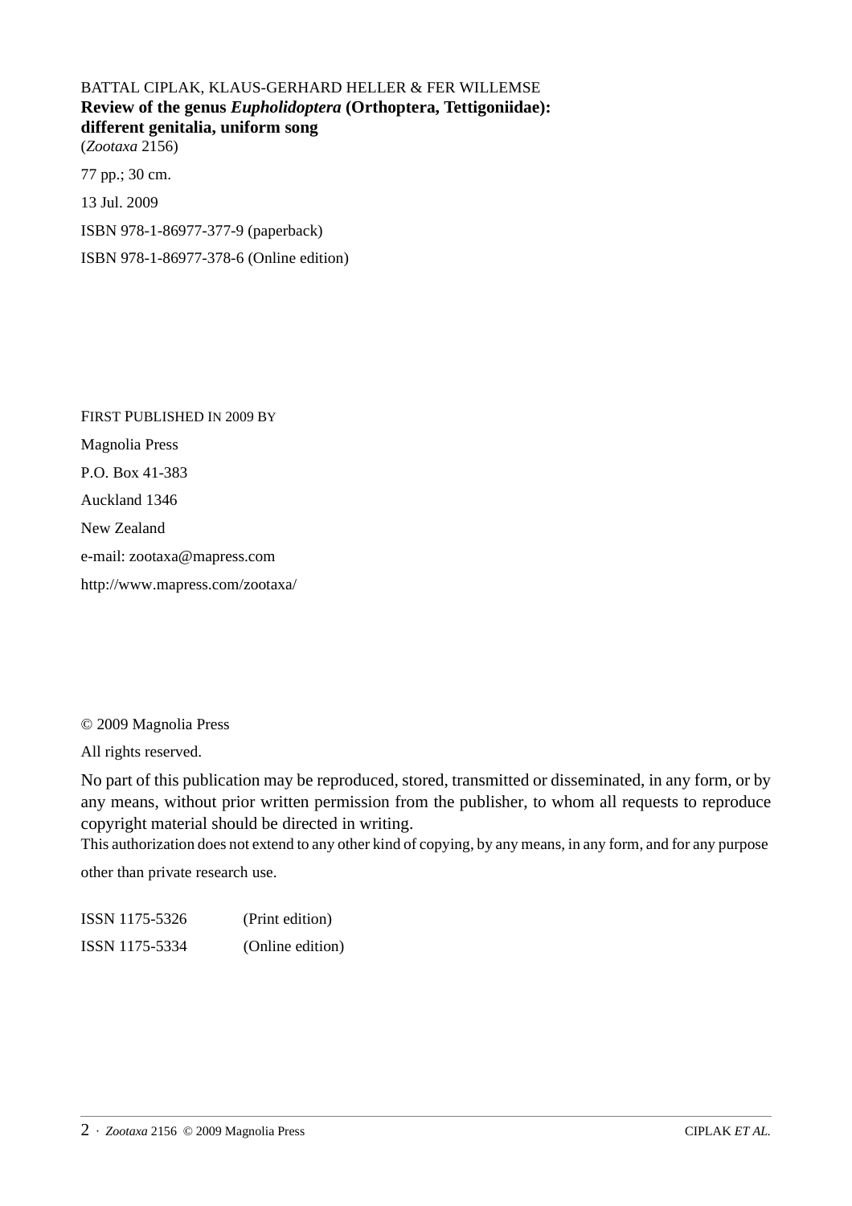BATTAL CIPLAK, KLAUS-GERHARD HELLER & FER WILLEMSE
**Review of the genus *Eupholidoptera* (Orthoptera, Tettigoniidae): different genitalia, uniform song**
(*Zootaxa* 2156)

77 pp.; 30 cm.

13 Jul. 2009

ISBN 978-1-86977-377-9 (paperback)

ISBN 978-1-86977-378-6 (Online edition)

FIRST PUBLISHED IN 2009 BY

Magnolia Press

P.O. Box 41-383

Auckland 1346

New Zealand

e-mail: zootaxa@mapress.com

http://www.mapress.com/zootaxa/

© 2009 Magnolia Press

All rights reserved.

No part of this publication may be reproduced, stored, transmitted or disseminated, in any form, or by any means, without prior written permission from the publisher, to whom all requests to reproduce copyright material should be directed in writing.

This authorization does not extend to any other kind of copying, by any means, in any form, and for any purpose other than private research use.

ISSN 1175-5326 (Print edition)

ISSN 1175-5334 (Online edition)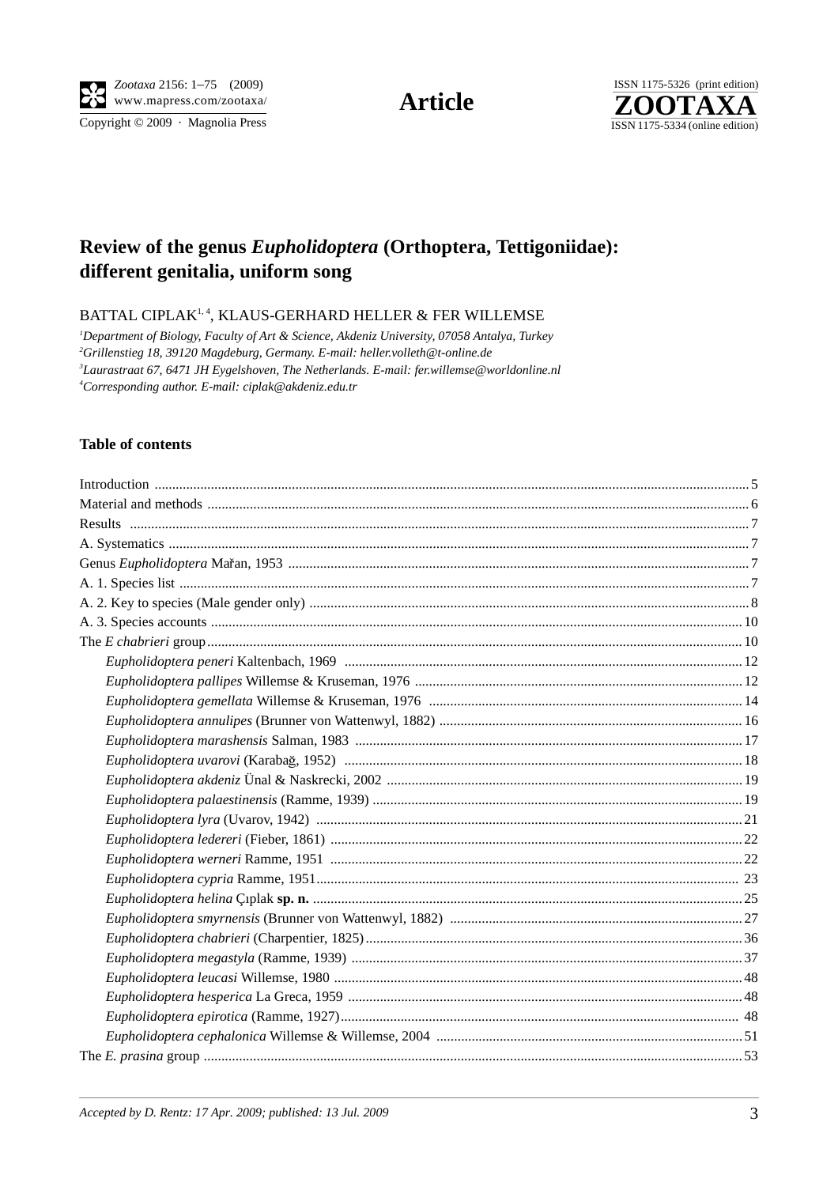# Review of the genus *Eupholidoptera* (Orthoptera, Tettigoniidae): different genitalia, uniform song

BATTAL CIPLAK[1, 4], KLAUS-GERHARD HELLER & FER WILLEMSE

[1]*Department of Biology, Faculty of Art & Science, Akdeniz University, 07058 Antalya, Turkey*
[2]*Grillenstieg 18, 39120 Magdeburg, Germany. E-mail: heller.volleth@t-online.de*
[3]*Laurastraat 67, 6471 JH Eygelshoven, The Netherlands. E-mail: fer.willemse@worldonline.nl*
[4]*Corresponding author. E-mail: ciplak@akdeniz.edu.tr*

## Table of contents

Introduction .... 5
Material and methods .... 6
Results .... 7
A. Systematics .... 7
Genus *Eupholidoptera* Mařan, 1953 .... 7
A. 1. Species list .... 7
A. 2. Key to species (Male gender only) .... 8
A. 3. Species accounts .... 10
The *E chabrieri* group .... 10
- *Eupholidoptera peneri* Kaltenbach, 1969 .... 12
- *Eupholidoptera pallipes* Willemse & Kruseman, 1976 .... 12
- *Eupholidoptera gemellata* Willemse & Kruseman, 1976 .... 14
- *Eupholidoptera annulipes* (Brunner von Wattenwyl, 1882) .... 16
- *Eupholidoptera marashensis* Salman, 1983 .... 17
- *Eupholidoptera uvarovi* (Karabağ, 1952) .... 18
- *Eupholidoptera akdeniz* Ünal & Naskrecki, 2002 .... 19
- *Eupholidoptera palaestinensis* (Ramme, 1939) .... 19
- *Eupholidoptera lyra* (Uvarov, 1942) .... 21
- *Eupholidoptera ledereri* (Fieber, 1861) .... 22
- *Eupholidoptera werneri* Ramme, 1951 .... 22
- *Eupholidoptera cypria* Ramme, 1951 .... 23
- *Eupholidoptera helina* Çıplak **sp. n.** .... 25
- *Eupholidoptera smyrnensis* (Brunner von Wattenwyl, 1882) .... 27
- *Eupholidoptera chabrieri* (Charpentier, 1825) .... 36
- *Eupholidoptera megastyla* (Ramme, 1939) .... 37
- *Eupholidoptera leucasi* Willemse, 1980 .... 48
- *Eupholidoptera hesperica* La Greca, 1959 .... 48
- *Eupholidoptera epirotica* (Ramme, 1927) .... 48
- *Eupholidoptera cephalonica* Willemse & Willemse, 2004 .... 51

The *E. prasina* group .... 53

*Accepted by D. Rentz: 17 Apr. 2009; published: 13 Jul. 2009*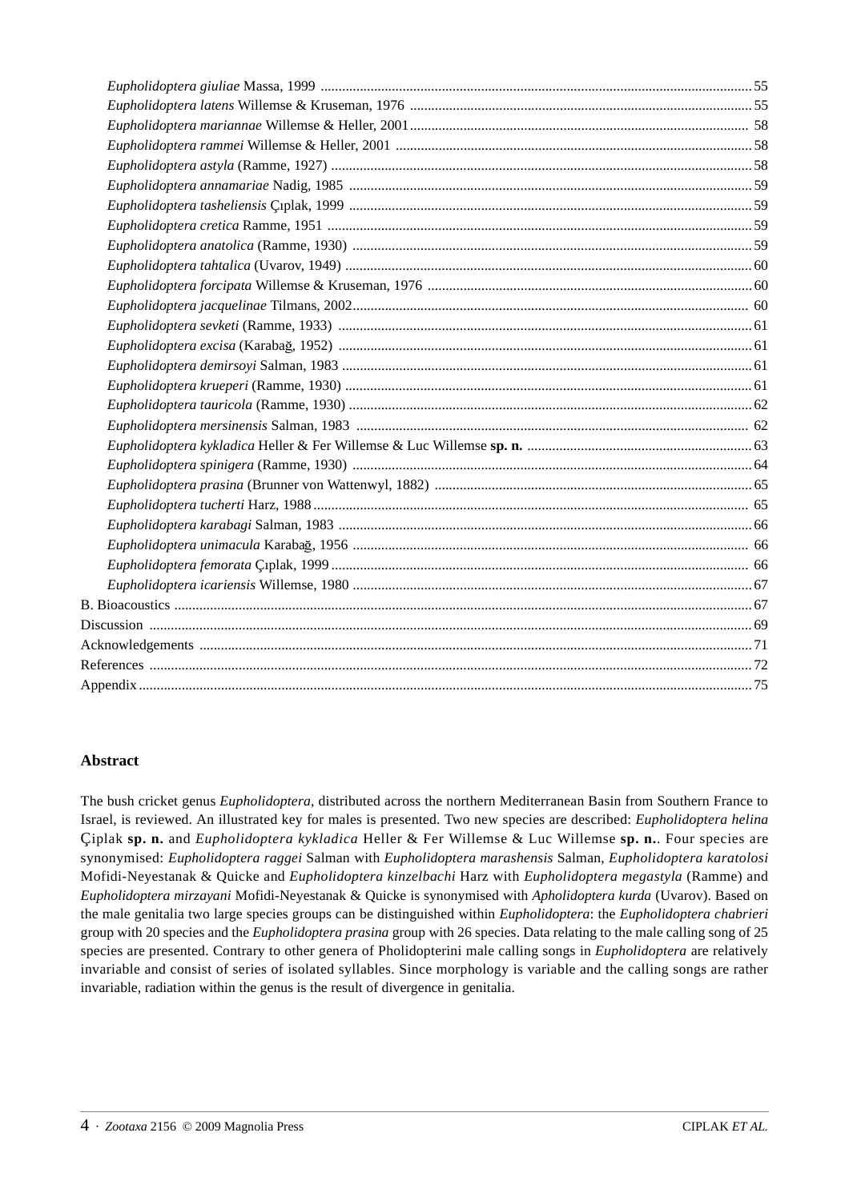*Eupholidoptera giuliae* Massa, 1999 ........................................................ 55
*Eupholidoptera latens* Willemse & Kruseman, 1976 ........................................................ 55
*Eupholidoptera mariannae* Willemse & Heller, 2001 ........................................................ 58
*Eupholidoptera rammei* Willemse & Heller, 2001 ........................................................ 58
*Eupholidoptera astyla* (Ramme, 1927) ........................................................ 58
*Eupholidoptera annamariae* Nadig, 1985 ........................................................ 59
*Eupholidoptera tasheliensis* Çıplak, 1999 ........................................................ 59
*Eupholidoptera cretica* Ramme, 1951 ........................................................ 59
*Eupholidoptera anatolica* (Ramme, 1930) ........................................................ 59
*Eupholidoptera tahtalica* (Uvarov, 1949) ........................................................ 60
*Eupholidoptera forcipata* Willemse & Kruseman, 1976 ........................................................ 60
*Eupholidoptera jacquelinae* Tilmans, 2002 ........................................................ 60
*Eupholidoptera sevketi* (Ramme, 1933) ........................................................ 61
*Eupholidoptera excisa* (Karabağ, 1952) ........................................................ 61
*Eupholidoptera demirsoyi* Salman, 1983 ........................................................ 61
*Eupholidoptera krueperi* (Ramme, 1930) ........................................................ 61
*Eupholidoptera tauricola* (Ramme, 1930) ........................................................ 62
*Eupholidoptera mersinensis* Salman, 1983 ........................................................ 62
*Eupholidoptera kykladica* Heller & Fer Willemse & Luc Willemse **sp. n.** ........................................................ 63
*Eupholidoptera spinigera* (Ramme, 1930) ........................................................ 64
*Eupholidoptera prasina* (Brunner von Wattenwyl, 1882) ........................................................ 65
*Eupholidoptera tucherti* Harz, 1988 ........................................................ 65
*Eupholidoptera karabagi* Salman, 1983 ........................................................ 66
*Eupholidoptera unimacula* Karabağ, 1956 ........................................................ 66
*Eupholidoptera femorata* Çıplak, 1999 ........................................................ 66
*Eupholidoptera icariensis* Willemse, 1980 ........................................................ 67
B. Bioacoustics ........................................................ 67
Discussion ........................................................ 69
Acknowledgements ........................................................ 71
References ........................................................ 72
Appendix ........................................................ 75

## Abstract

The bush cricket genus *Eupholidoptera*, distributed across the northern Mediterranean Basin from Southern France to Israel, is reviewed. An illustrated key for males is presented. Two new species are described: *Eupholidoptera helina* Çiplak **sp. n.** and *Eupholidoptera kykladica* Heller & Fer Willemse & Luc Willemse **sp. n.**. Four species are synonymised: *Eupholidoptera raggei* Salman with *Eupholidoptera marashensis* Salman, *Eupholidoptera karatolosi* Mofidi-Neyestanak & Quicke and *Eupholidoptera kinzelbachi* Harz with *Eupholidoptera megastyla* (Ramme) and *Eupholidoptera mirzayani* Mofidi-Neyestanak & Quicke is synonymised with *Apholidoptera kurda* (Uvarov). Based on the male genitalia two large species groups can be distinguished within *Eupholidoptera*: the *Eupholidoptera chabrieri* group with 20 species and the *Eupholidoptera prasina* group with 26 species. Data relating to the male calling song of 25 species are presented. Contrary to other genera of Pholidopterini male calling songs in *Eupholidoptera* are relatively invariable and consist of series of isolated syllables. Since morphology is variable and the calling songs are rather invariable, radiation within the genus is the result of divergence in genitalia.